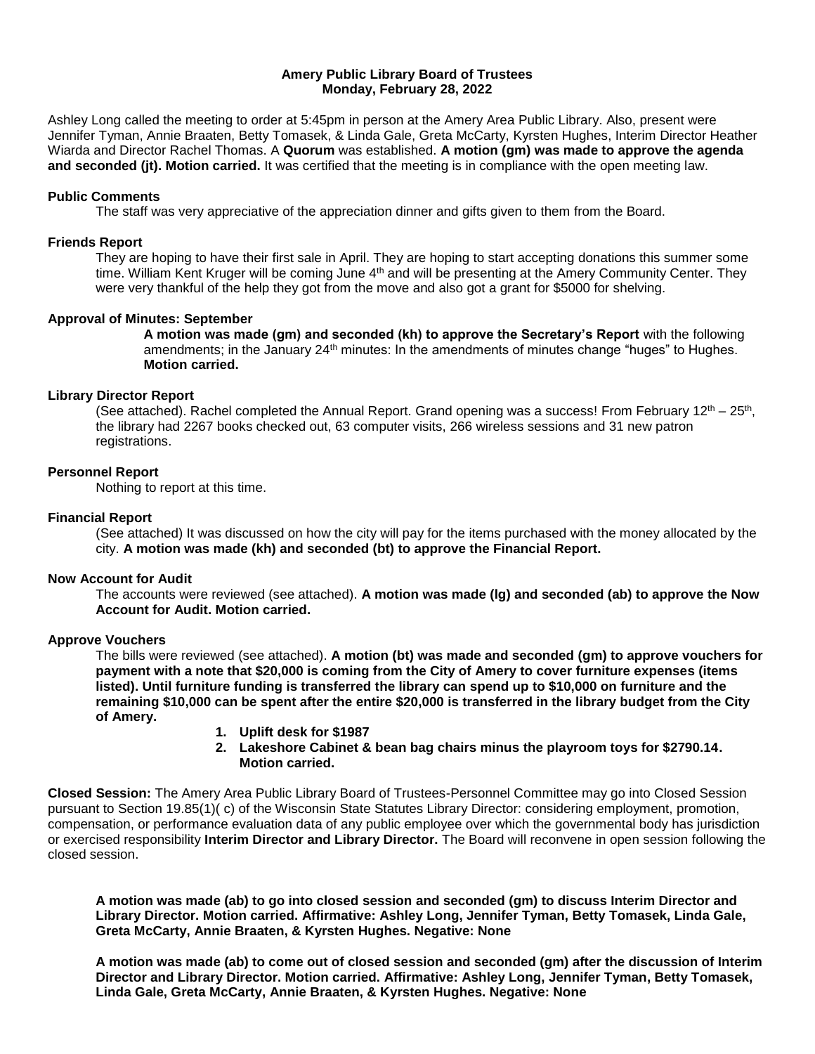**Amery Public Library Board of Trustees**
**Monday, February 28, 2022**

Ashley Long called the meeting to order at 5:45pm in person at the Amery Area Public Library. Also, present were Jennifer Tyman, Annie Braaten, Betty Tomasek, & Linda Gale, Greta McCarty, Kyrsten Hughes, Interim Director Heather Wiarda and Director Rachel Thomas. A **Quorum** was established. **A motion (gm) was made to approve the agenda and seconded (jt). Motion carried.** It was certified that the meeting is in compliance with the open meeting law.

**Public Comments**

The staff was very appreciative of the appreciation dinner and gifts given to them from the Board.

**Friends Report**

They are hoping to have their first sale in April. They are hoping to start accepting donations this summer some time. William Kent Kruger will be coming June 4th and will be presenting at the Amery Community Center. They were very thankful of the help they got from the move and also got a grant for $5000 for shelving.

**Approval of Minutes: September**

**A motion was made (gm) and seconded (kh) to approve the Secretary's Report** with the following amendments; in the January 24th minutes: In the amendments of minutes change "huges" to Hughes. **Motion carried.**

**Library Director Report**

(See attached). Rachel completed the Annual Report. Grand opening was a success! From February 12th – 25th, the library had 2267 books checked out, 63 computer visits, 266 wireless sessions and 31 new patron registrations.

**Personnel Report**

Nothing to report at this time.

**Financial Report**

(See attached) It was discussed on how the city will pay for the items purchased with the money allocated by the city. **A motion was made (kh) and seconded (bt) to approve the Financial Report.**

**Now Account for Audit**

The accounts were reviewed (see attached). **A motion was made (lg) and seconded (ab) to approve the Now Account for Audit. Motion carried.**

**Approve Vouchers**

The bills were reviewed (see attached). **A motion (bt) was made and seconded (gm) to approve vouchers for payment with a note that $20,000 is coming from the City of Amery to cover furniture expenses (items listed). Until furniture funding is transferred the library can spend up to $10,000 on furniture and the remaining $10,000 can be spent after the entire $20,000 is transferred in the library budget from the City of Amery.**

1. **Uplift desk for $1987**
2. **Lakeshore Cabinet & bean bag chairs minus the playroom toys for $2790.14. Motion carried.**

**Closed Session:** The Amery Area Public Library Board of Trustees-Personnel Committee may go into Closed Session pursuant to Section 19.85(1)( c) of the Wisconsin State Statutes Library Director: considering employment, promotion, compensation, or performance evaluation data of any public employee over which the governmental body has jurisdiction or exercised responsibility **Interim Director and Library Director.** The Board will reconvene in open session following the closed session.

**A motion was made (ab) to go into closed session and seconded (gm) to discuss Interim Director and Library Director. Motion carried. Affirmative: Ashley Long, Jennifer Tyman, Betty Tomasek, Linda Gale, Greta McCarty, Annie Braaten, & Kyrsten Hughes. Negative: None**

**A motion was made (ab) to come out of closed session and seconded (gm) after the discussion of Interim Director and Library Director. Motion carried. Affirmative: Ashley Long, Jennifer Tyman, Betty Tomasek, Linda Gale, Greta McCarty, Annie Braaten, & Kyrsten Hughes. Negative: None**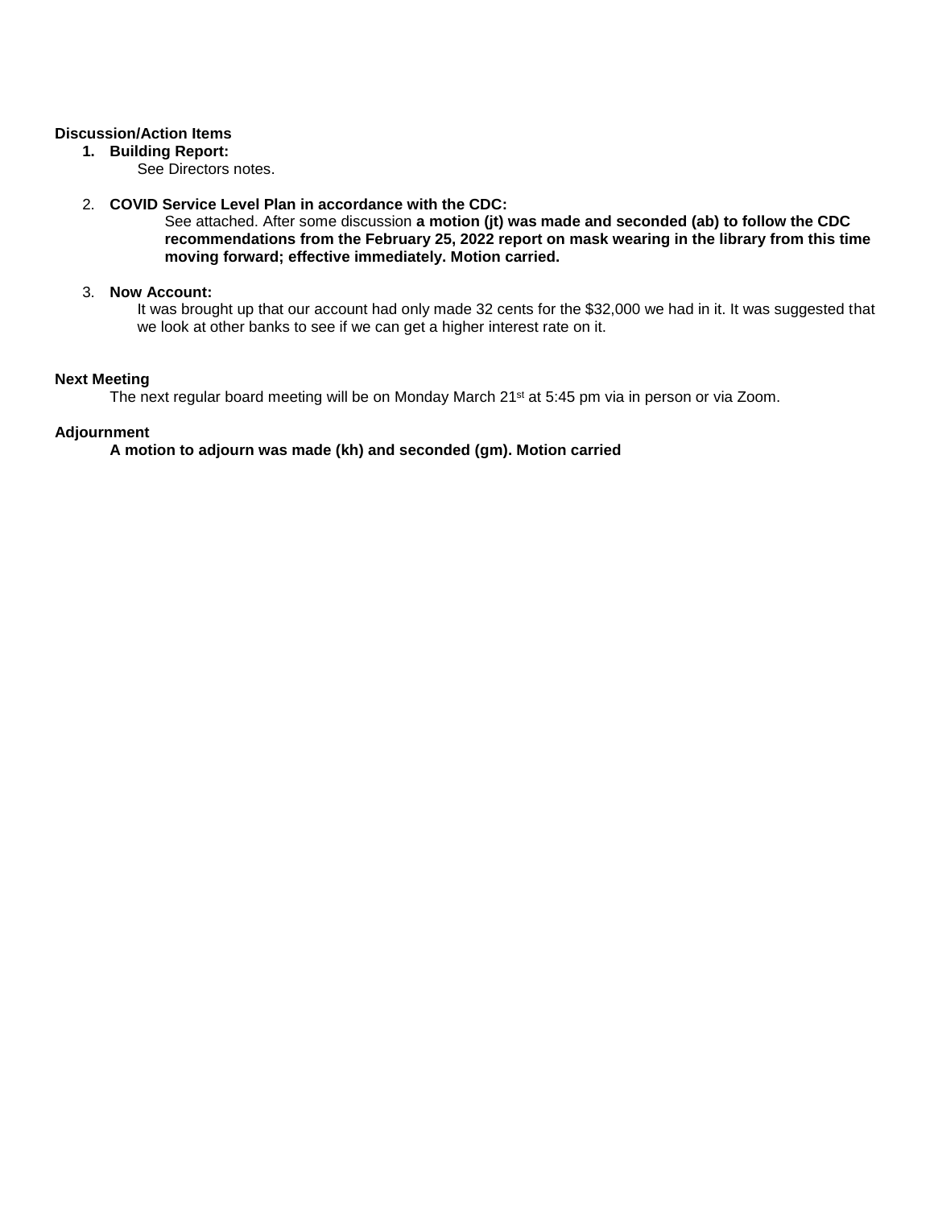**Discussion/Action Items**

1. **Building Report:**
   See Directors notes.

2. **COVID Service Level Plan in accordance with the CDC:**
   See attached. After some discussion **a motion (jt) was made and seconded (ab) to follow the CDC recommendations from the February 25, 2022 report on mask wearing in the library from this time moving forward; effective immediately. Motion carried.**

3. **Now Account:**
   It was brought up that our account had only made 32 cents for the $32,000 we had in it. It was suggested that we look at other banks to see if we can get a higher interest rate on it.

**Next Meeting**

The next regular board meeting will be on Monday March 21st at 5:45 pm via in person or via Zoom.

**Adjournment**

**A motion to adjourn was made (kh) and seconded (gm). Motion carried**